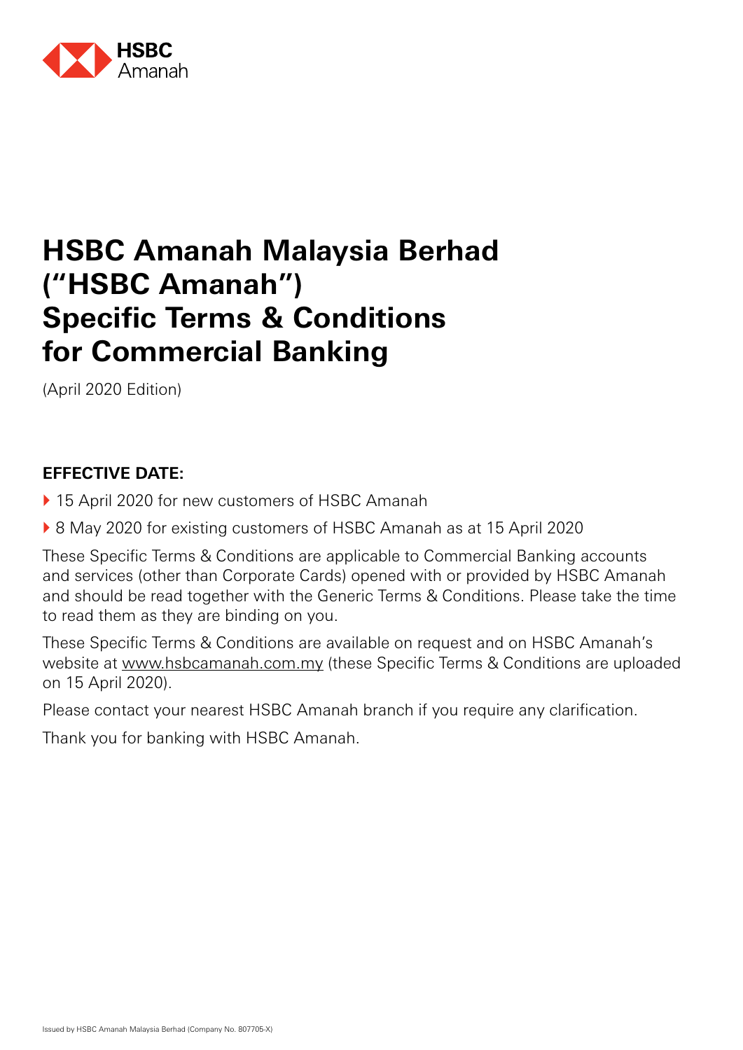# HSBC Amanah Malaysia Berhad ("HSBC Amanah") Specific Terms & Conditions for Commercial Banking

(April 2020 Edition)

**EFFECTIVE DATE:**

- 15 April 2020 for new customers of HSBC Amanah
- 8 May 2020 for existing customers of HSBC Amanah as at 15 April 2020

These Specific Terms & Conditions are applicable to Commercial Banking accounts and services (other than Corporate Cards) opened with or provided by HSBC Amanah and should be read together with the Generic Terms & Conditions. Please take the time to read them as they are binding on you.

These Specific Terms & Conditions are available on request and on HSBC Amanah's website at www.hsbcamanah.com.my (these Specific Terms & Conditions are uploaded on 15 April 2020).

Please contact your nearest HSBC Amanah branch if you require any clarification.

Thank you for banking with HSBC Amanah.

Issued by HSBC Amanah Malaysia Berhad (Company No. 807705-X)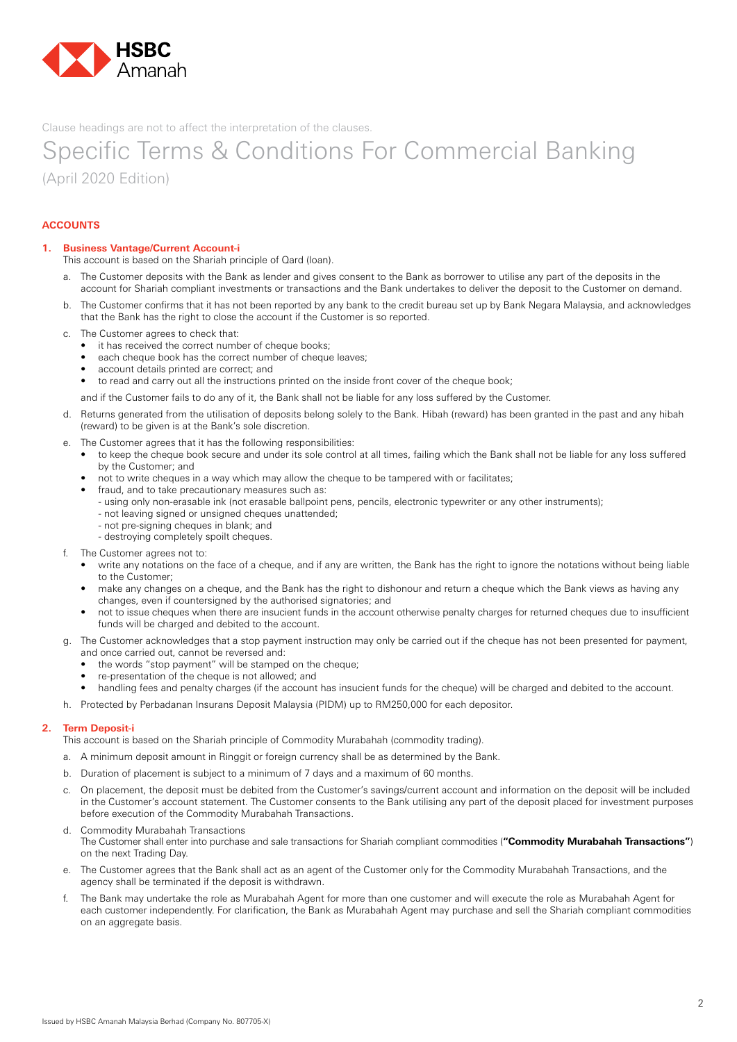Clause headings are not to affect the interpretation of the clauses.

# Specific Terms & Conditions For Commercial Banking

(April 2020 Edition)

## ACCOUNTS

### 1. Business Vantage/Current Account-i

This account is based on the Shariah principle of Qard (loan).

a. The Customer deposits with the Bank as lender and gives consent to the Bank as borrower to utilise any part of the deposits in the account for Shariah compliant investments or transactions and the Bank undertakes to deliver the deposit to the Customer on demand.

b. The Customer confirms that it has not been reported by any bank to the credit bureau set up by Bank Negara Malaysia, and acknowledges that the Bank has the right to close the account if the Customer is so reported.

c. The Customer agrees to check that:
- it has received the correct number of cheque books;
- each cheque book has the correct number of cheque leaves;
- account details printed are correct; and
- to read and carry out all the instructions printed on the inside front cover of the cheque book;

and if the Customer fails to do any of it, the Bank shall not be liable for any loss suffered by the Customer.

d. Returns generated from the utilisation of deposits belong solely to the Bank. Hibah (reward) has been granted in the past and any hibah (reward) to be given is at the Bank's sole discretion.

e. The Customer agrees that it has the following responsibilities:
- to keep the cheque book secure and under its sole control at all times, failing which the Bank shall not be liable for any loss suffered by the Customer; and
- not to write cheques in a way which may allow the cheque to be tampered with or facilitates;
- fraud, and to take precautionary measures such as:
  - using only non-erasable ink (not erasable ballpoint pens, pencils, electronic typewriter or any other instruments);
  - not leaving signed or unsigned cheques unattended;
  - not pre-signing cheques in blank; and
  - destroying completely spoilt cheques.

f. The Customer agrees not to:
- write any notations on the face of a cheque, and if any are written, the Bank has the right to ignore the notations without being liable to the Customer;
- make any changes on a cheque, and the Bank has the right to dishonour and return a cheque which the Bank views as having any changes, even if countersigned by the authorised signatories; and
- not to issue cheques when there are insucient funds in the account otherwise penalty charges for returned cheques due to insufficient funds will be charged and debited to the account.

g. The Customer acknowledges that a stop payment instruction may only be carried out if the cheque has not been presented for payment, and once carried out, cannot be reversed and:
- the words "stop payment" will be stamped on the cheque;
- re-presentation of the cheque is not allowed; and
- handling fees and penalty charges (if the account has insucient funds for the cheque) will be charged and debited to the account.

h. Protected by Perbadanan Insurans Deposit Malaysia (PIDM) up to RM250,000 for each depositor.

### 2. Term Deposit-i

This account is based on the Shariah principle of Commodity Murabahah (commodity trading).

a. A minimum deposit amount in Ringgit or foreign currency shall be as determined by the Bank.

b. Duration of placement is subject to a minimum of 7 days and a maximum of 60 months.

c. On placement, the deposit must be debited from the Customer's savings/current account and information on the deposit will be included in the Customer's account statement. The Customer consents to the Bank utilising any part of the deposit placed for investment purposes before execution of the Commodity Murabahah Transactions.

d. Commodity Murabahah Transactions
The Customer shall enter into purchase and sale transactions for Shariah compliant commodities (**"Commodity Murabahah Transactions"**) on the next Trading Day.

e. The Customer agrees that the Bank shall act as an agent of the Customer only for the Commodity Murabahah Transactions, and the agency shall be terminated if the deposit is withdrawn.

f. The Bank may undertake the role as Murabahah Agent for more than one customer and will execute the role as Murabahah Agent for each customer independently. For clarification, the Bank as Murabahah Agent may purchase and sell the Shariah compliant commodities on an aggregate basis.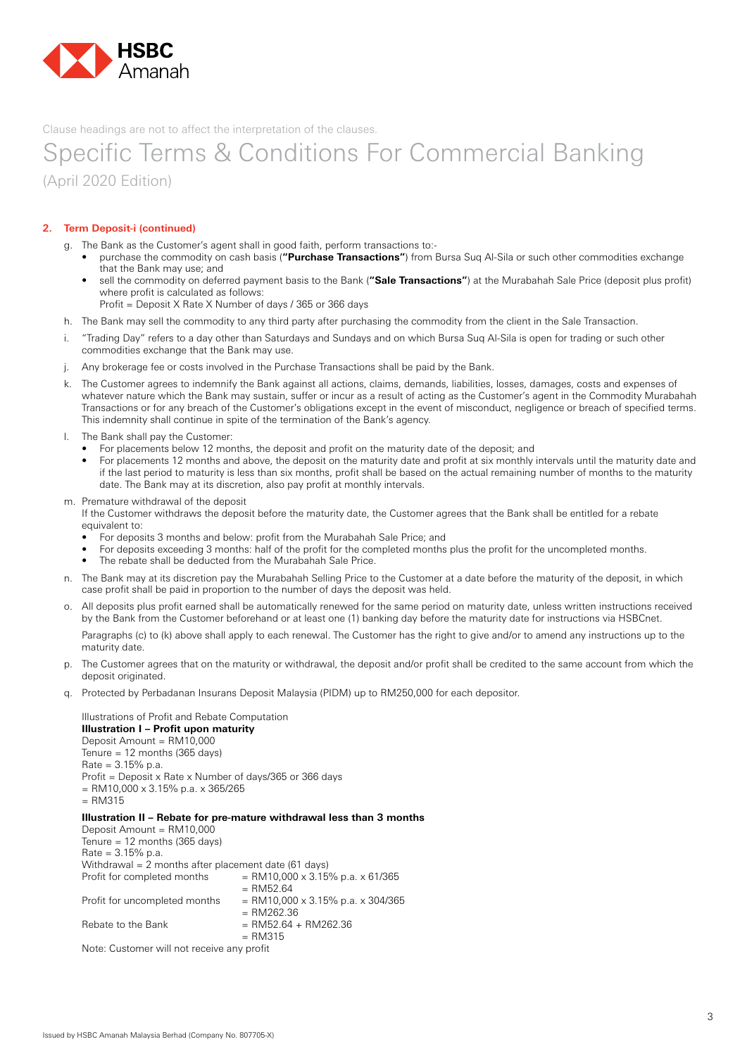Clause headings are not to affect the interpretation of the clauses.

# Specific Terms & Conditions For Commercial Banking

(April 2020 Edition)

## 2. Term Deposit-i (continued)

g. The Bank as the Customer's agent shall in good faith, perform transactions to:-
   - purchase the commodity on cash basis (**"Purchase Transactions"**) from Bursa Suq Al-Sila or such other commodities exchange that the Bank may use; and
   - sell the commodity on deferred payment basis to the Bank (**"Sale Transactions"**) at the Murabahah Sale Price (deposit plus profit) where profit is calculated as follows:
     Profit = Deposit X Rate X Number of days / 365 or 366 days

h. The Bank may sell the commodity to any third party after purchasing the commodity from the client in the Sale Transaction.

i. "Trading Day" refers to a day other than Saturdays and Sundays and on which Bursa Suq Al-Sila is open for trading or such other commodities exchange that the Bank may use.

j. Any brokerage fee or costs involved in the Purchase Transactions shall be paid by the Bank.

k. The Customer agrees to indemnify the Bank against all actions, claims, demands, liabilities, losses, damages, costs and expenses of whatever nature which the Bank may sustain, suffer or incur as a result of acting as the Customer's agent in the Commodity Murabahah Transactions or for any breach of the Customer's obligations except in the event of misconduct, negligence or breach of specified terms. This indemnity shall continue in spite of the termination of the Bank's agency.

l. The Bank shall pay the Customer:
   - For placements below 12 months, the deposit and profit on the maturity date of the deposit; and
   - For placements 12 months and above, the deposit on the maturity date and profit at six monthly intervals until the maturity date and if the last period to maturity is less than six months, profit shall be based on the actual remaining number of months to the maturity date. The Bank may at its discretion, also pay profit at monthly intervals.

m. Premature withdrawal of the deposit
   If the Customer withdraws the deposit before the maturity date, the Customer agrees that the Bank shall be entitled for a rebate equivalent to:
   - For deposits 3 months and below: profit from the Murabahah Sale Price; and
   - For deposits exceeding 3 months: half of the profit for the completed months plus the profit for the uncompleted months.
   - The rebate shall be deducted from the Murabahah Sale Price.

n. The Bank may at its discretion pay the Murabahah Selling Price to the Customer at a date before the maturity of the deposit, in which case profit shall be paid in proportion to the number of days the deposit was held.

o. All deposits plus profit earned shall be automatically renewed for the same period on maturity date, unless written instructions received by the Bank from the Customer beforehand or at least one (1) banking day before the maturity date for instructions via HSBCnet.

   Paragraphs (c) to (k) above shall apply to each renewal. The Customer has the right to give and/or to amend any instructions up to the maturity date.

p. The Customer agrees that on the maturity or withdrawal, the deposit and/or profit shall be credited to the same account from which the deposit originated.

q. Protected by Perbadanan Insurans Deposit Malaysia (PIDM) up to RM250,000 for each depositor.

Illustrations of Profit and Rebate Computation

**Illustration I – Profit upon maturity**

Deposit Amount = RM10,000
Tenure = 12 months (365 days)
Rate = 3.15% p.a.
Profit = Deposit x Rate x Number of days/365 or 366 days
= RM10,000 x 3.15% p.a. x 365/265
= RM315

**Illustration II – Rebate for pre-mature withdrawal less than 3 months**

Deposit Amount = RM10,000
Tenure = 12 months (365 days)
Rate = 3.15% p.a.
Withdrawal = 2 months after placement date (61 days)

| | |
|---|---|
| Profit for completed months | = RM10,000 x 3.15% p.a. x 61/365<br>= RM52.64 |
| Profit for uncompleted months | = RM10,000 x 3.15% p.a. x 304/365<br>= RM262.36 |
| Rebate to the Bank | = RM52.64 + RM262.36<br>= RM315 |

Note: Customer will not receive any profit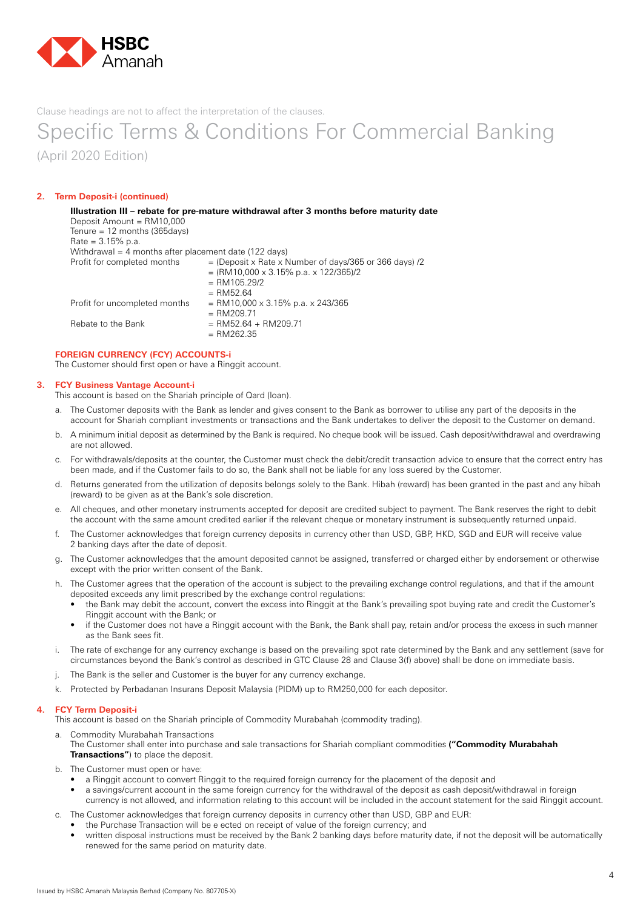Clause headings are not to affect the interpretation of the clauses.

# Specific Terms & Conditions For Commercial Banking

(April 2020 Edition)

## 2. Term Deposit-i (continued)

**Illustration III – rebate for pre-mature withdrawal after 3 months before maturity date**

Deposit Amount = RM10,000
Tenure = 12 months (365days)
Rate = 3.15% p.a.
Withdrawal = 4 months after placement date (122 days)

| | |
|---|---|
| Profit for completed months | = (Deposit x Rate x Number of days/365 or 366 days) /2 |
| | = (RM10,000 x 3.15% p.a. x 122/365)/2 |
| | = RM105.29/2 |
| | = RM52.64 |
| Profit for uncompleted months | = RM10,000 x 3.15% p.a. x 243/365 |
| | = RM209.71 |
| Rebate to the Bank | = RM52.64 + RM209.71 |
| | = RM262.35 |

## FOREIGN CURRENCY (FCY) ACCOUNTS-i

The Customer should first open or have a Ringgit account.

## 3. FCY Business Vantage Account-i

This account is based on the Shariah principle of Qard (loan).

a. The Customer deposits with the Bank as lender and gives consent to the Bank as borrower to utilise any part of the deposits in the account for Shariah compliant investments or transactions and the Bank undertakes to deliver the deposit to the Customer on demand.

b. A minimum initial deposit as determined by the Bank is required. No cheque book will be issued. Cash deposit/withdrawal and overdrawing are not allowed.

c. For withdrawals/deposits at the counter, the Customer must check the debit/credit transaction advice to ensure that the correct entry has been made, and if the Customer fails to do so, the Bank shall not be liable for any loss suered by the Customer.

d. Returns generated from the utilization of deposits belongs solely to the Bank. Hibah (reward) has been granted in the past and any hibah (reward) to be given as at the Bank's sole discretion.

e. All cheques, and other monetary instruments accepted for deposit are credited subject to payment. The Bank reserves the right to debit the account with the same amount credited earlier if the relevant cheque or monetary instrument is subsequently returned unpaid.

f. The Customer acknowledges that foreign currency deposits in currency other than USD, GBP, HKD, SGD and EUR will receive value 2 banking days after the date of deposit.

g. The Customer acknowledges that the amount deposited cannot be assigned, transferred or charged either by endorsement or otherwise except with the prior written consent of the Bank.

h. The Customer agrees that the operation of the account is subject to the prevailing exchange control regulations, and that if the amount deposited exceeds any limit prescribed by the exchange control regulations:
   - the Bank may debit the account, convert the excess into Ringgit at the Bank's prevailing spot buying rate and credit the Customer's Ringgit account with the Bank; or
   - if the Customer does not have a Ringgit account with the Bank, the Bank shall pay, retain and/or process the excess in such manner as the Bank sees fit.

i. The rate of exchange for any currency exchange is based on the prevailing spot rate determined by the Bank and any settlement (save for circumstances beyond the Bank's control as described in GTC Clause 28 and Clause 3(f) above) shall be done on immediate basis.

j. The Bank is the seller and Customer is the buyer for any currency exchange.

k. Protected by Perbadanan Insurans Deposit Malaysia (PIDM) up to RM250,000 for each depositor.

## 4. FCY Term Deposit-i

This account is based on the Shariah principle of Commodity Murabahah (commodity trading).

a. Commodity Murabahah Transactions
   The Customer shall enter into purchase and sale transactions for Shariah compliant commodities **("Commodity Murabahah Transactions"**) to place the deposit.

b. The Customer must open or have:
   - a Ringgit account to convert Ringgit to the required foreign currency for the placement of the deposit and
   - a savings/current account in the same foreign currency for the withdrawal of the deposit as cash deposit/withdrawal in foreign currency is not allowed, and information relating to this account will be included in the account statement for the said Ringgit account.

c. The Customer acknowledges that foreign currency deposits in currency other than USD, GBP and EUR:
   - the Purchase Transaction will be e ected on receipt of value of the foreign currency; and
   - written disposal instructions must be received by the Bank 2 banking days before maturity date, if not the deposit will be automatically renewed for the same period on maturity date.

Issued by HSBC Amanah Malaysia Berhad (Company No. 807705-X)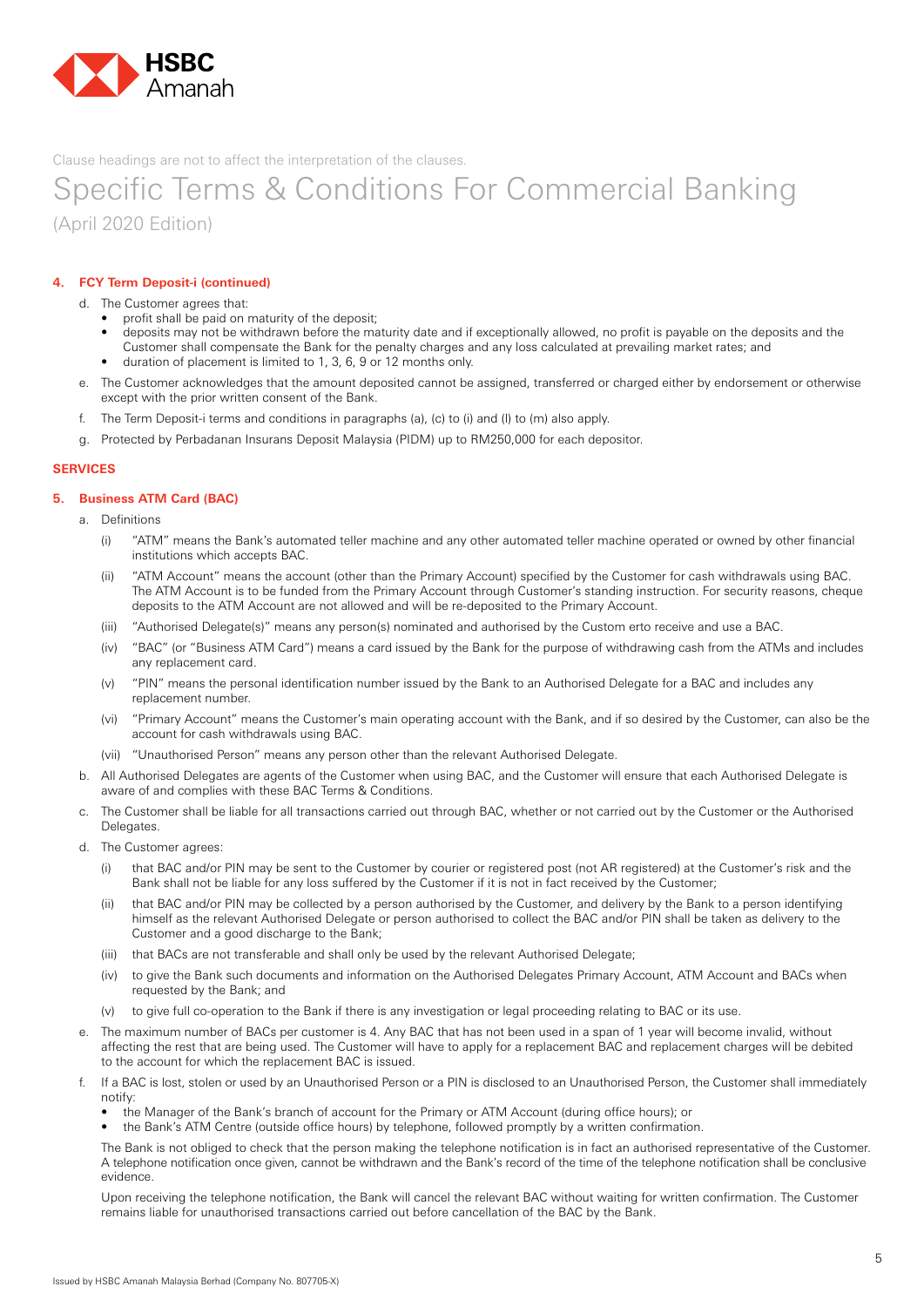Clause headings are not to affect the interpretation of the clauses.

# Specific Terms & Conditions For Commercial Banking

(April 2020 Edition)

**4. FCY Term Deposit-i (continued)**

d. The Customer agrees that:
- profit shall be paid on maturity of the deposit;
- deposits may not be withdrawn before the maturity date and if exceptionally allowed, no profit is payable on the deposits and the Customer shall compensate the Bank for the penalty charges and any loss calculated at prevailing market rates; and
- duration of placement is limited to 1, 3, 6, 9 or 12 months only.

e. The Customer acknowledges that the amount deposited cannot be assigned, transferred or charged either by endorsement or otherwise except with the prior written consent of the Bank.

f. The Term Deposit-i terms and conditions in paragraphs (a), (c) to (i) and (l) to (m) also apply.

g. Protected by Perbadanan Insurans Deposit Malaysia (PIDM) up to RM250,000 for each depositor.

## SERVICES

**5. Business ATM Card (BAC)**

a. Definitions

(i) "ATM" means the Bank's automated teller machine and any other automated teller machine operated or owned by other financial institutions which accepts BAC.

(ii) "ATM Account" means the account (other than the Primary Account) specified by the Customer for cash withdrawals using BAC. The ATM Account is to be funded from the Primary Account through Customer's standing instruction. For security reasons, cheque deposits to the ATM Account are not allowed and will be re-deposited to the Primary Account.

(iii) "Authorised Delegate(s)" means any person(s) nominated and authorised by the Custom erto receive and use a BAC.

(iv) "BAC" (or "Business ATM Card") means a card issued by the Bank for the purpose of withdrawing cash from the ATMs and includes any replacement card.

(v) "PIN" means the personal identification number issued by the Bank to an Authorised Delegate for a BAC and includes any replacement number.

(vi) "Primary Account" means the Customer's main operating account with the Bank, and if so desired by the Customer, can also be the account for cash withdrawals using BAC.

(vii) "Unauthorised Person" means any person other than the relevant Authorised Delegate.

b. All Authorised Delegates are agents of the Customer when using BAC, and the Customer will ensure that each Authorised Delegate is aware of and complies with these BAC Terms & Conditions.

c. The Customer shall be liable for all transactions carried out through BAC, whether or not carried out by the Customer or the Authorised Delegates.

d. The Customer agrees:

(i) that BAC and/or PIN may be sent to the Customer by courier or registered post (not AR registered) at the Customer's risk and the Bank shall not be liable for any loss suffered by the Customer if it is not in fact received by the Customer;

(ii) that BAC and/or PIN may be collected by a person authorised by the Customer, and delivery by the Bank to a person identifying himself as the relevant Authorised Delegate or person authorised to collect the BAC and/or PIN shall be taken as delivery to the Customer and a good discharge to the Bank;

(iii) that BACs are not transferable and shall only be used by the relevant Authorised Delegate;

(iv) to give the Bank such documents and information on the Authorised Delegates Primary Account, ATM Account and BACs when requested by the Bank; and

(v) to give full co-operation to the Bank if there is any investigation or legal proceeding relating to BAC or its use.

e. The maximum number of BACs per customer is 4. Any BAC that has not been used in a span of 1 year will become invalid, without affecting the rest that are being used. The Customer will have to apply for a replacement BAC and replacement charges will be debited to the account for which the replacement BAC is issued.

f. If a BAC is lost, stolen or used by an Unauthorised Person or a PIN is disclosed to an Unauthorised Person, the Customer shall immediately notify:
- the Manager of the Bank's branch of account for the Primary or ATM Account (during office hours); or
- the Bank's ATM Centre (outside office hours) by telephone, followed promptly by a written confirmation.

The Bank is not obliged to check that the person making the telephone notification is in fact an authorised representative of the Customer. A telephone notification once given, cannot be withdrawn and the Bank's record of the time of the telephone notification shall be conclusive evidence.

Upon receiving the telephone notification, the Bank will cancel the relevant BAC without waiting for written confirmation. The Customer remains liable for unauthorised transactions carried out before cancellation of the BAC by the Bank.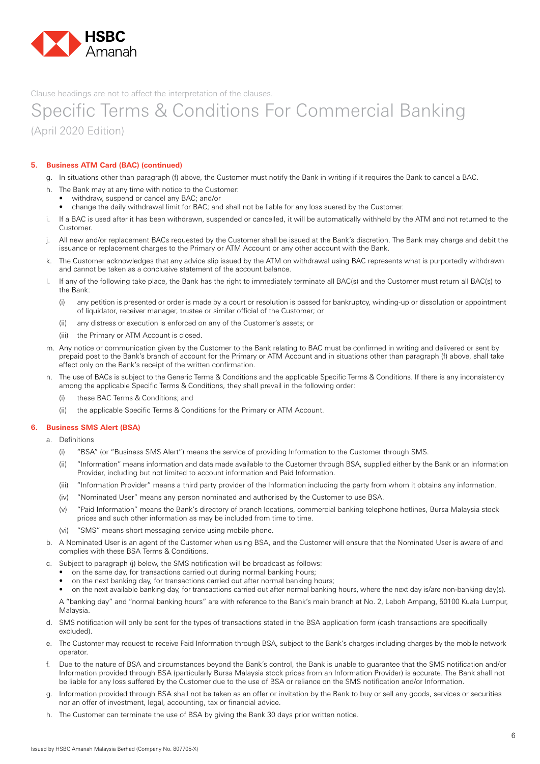Clause headings are not to affect the interpretation of the clauses.

# Specific Terms & Conditions For Commercial Banking

(April 2020 Edition)

### 5. Business ATM Card (BAC) (continued)

g. In situations other than paragraph (f) above, the Customer must notify the Bank in writing if it requires the Bank to cancel a BAC.

h. The Bank may at any time with notice to the Customer:
   - withdraw, suspend or cancel any BAC; and/or
   - change the daily withdrawal limit for BAC; and shall not be liable for any loss suered by the Customer.

i. If a BAC is used after it has been withdrawn, suspended or cancelled, it will be automatically withheld by the ATM and not returned to the Customer.

j. All new and/or replacement BACs requested by the Customer shall be issued at the Bank's discretion. The Bank may charge and debit the issuance or replacement charges to the Primary or ATM Account or any other account with the Bank.

k. The Customer acknowledges that any advice slip issued by the ATM on withdrawal using BAC represents what is purportedly withdrawn and cannot be taken as a conclusive statement of the account balance.

l. If any of the following take place, the Bank has the right to immediately terminate all BAC(s) and the Customer must return all BAC(s) to the Bank:

   (i) any petition is presented or order is made by a court or resolution is passed for bankruptcy, winding-up or dissolution or appointment of liquidator, receiver manager, trustee or similar official of the Customer; or

   (ii) any distress or execution is enforced on any of the Customer's assets; or

   (iii) the Primary or ATM Account is closed.

m. Any notice or communication given by the Customer to the Bank relating to BAC must be confirmed in writing and delivered or sent by prepaid post to the Bank's branch of account for the Primary or ATM Account and in situations other than paragraph (f) above, shall take effect only on the Bank's receipt of the written confirmation.

n. The use of BACs is subject to the Generic Terms & Conditions and the applicable Specific Terms & Conditions. If there is any inconsistency among the applicable Specific Terms & Conditions, they shall prevail in the following order:

   (i) these BAC Terms & Conditions; and

   (ii) the applicable Specific Terms & Conditions for the Primary or ATM Account.

### 6. Business SMS Alert (BSA)

a. Definitions

   (i) "BSA" (or "Business SMS Alert") means the service of providing Information to the Customer through SMS.

   (ii) "Information" means information and data made available to the Customer through BSA, supplied either by the Bank or an Information Provider, including but not limited to account information and Paid Information.

   (iii) "Information Provider" means a third party provider of the Information including the party from whom it obtains any information.

   (iv) "Nominated User" means any person nominated and authorised by the Customer to use BSA.

   (v) "Paid Information" means the Bank's directory of branch locations, commercial banking telephone hotlines, Bursa Malaysia stock prices and such other information as may be included from time to time.

   (vi) "SMS" means short messaging service using mobile phone.

b. A Nominated User is an agent of the Customer when using BSA, and the Customer will ensure that the Nominated User is aware of and complies with these BSA Terms & Conditions.

c. Subject to paragraph (j) below, the SMS notification will be broadcast as follows:
   - on the same day, for transactions carried out during normal banking hours;
   - on the next banking day, for transactions carried out after normal banking hours;
   - on the next available banking day, for transactions carried out after normal banking hours, where the next day is/are non-banking day(s).

   A "banking day" and "normal banking hours" are with reference to the Bank's main branch at No. 2, Leboh Ampang, 50100 Kuala Lumpur, Malaysia.

d. SMS notification will only be sent for the types of transactions stated in the BSA application form (cash transactions are specifically excluded).

e. The Customer may request to receive Paid Information through BSA, subject to the Bank's charges including charges by the mobile network operator.

f. Due to the nature of BSA and circumstances beyond the Bank's control, the Bank is unable to guarantee that the SMS notification and/or Information provided through BSA (particularly Bursa Malaysia stock prices from an Information Provider) is accurate. The Bank shall not be liable for any loss suffered by the Customer due to the use of BSA or reliance on the SMS notification and/or Information.

g. Information provided through BSA shall not be taken as an offer or invitation by the Bank to buy or sell any goods, services or securities nor an offer of investment, legal, accounting, tax or financial advice.

h. The Customer can terminate the use of BSA by giving the Bank 30 days prior written notice.

Issued by HSBC Amanah Malaysia Berhad (Company No. 807705-X)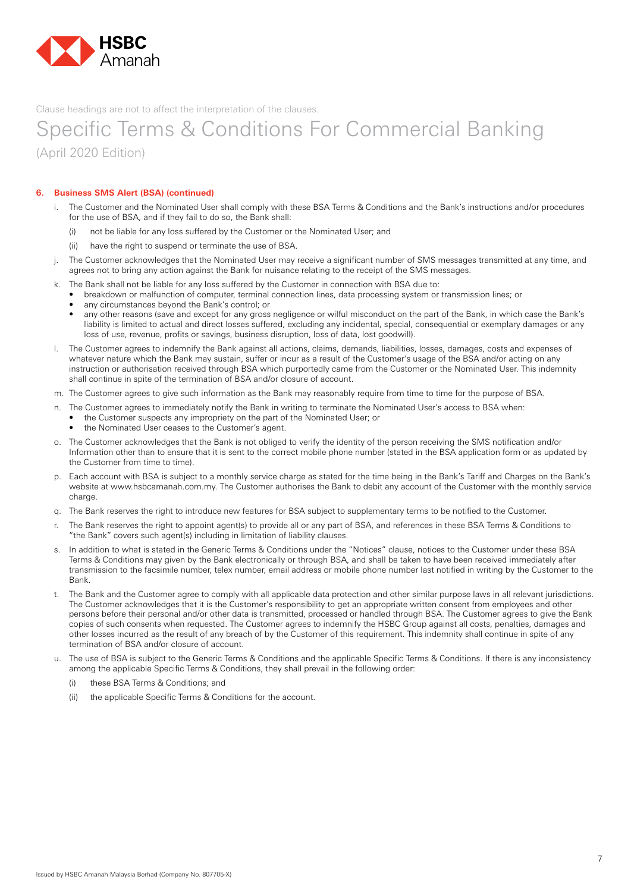Clause headings are not to affect the interpretation of the clauses.

# Specific Terms & Conditions For Commercial Banking

(April 2020 Edition)

**6. Business SMS Alert (BSA) (continued)**

i. The Customer and the Nominated User shall comply with these BSA Terms & Conditions and the Bank's instructions and/or procedures for the use of BSA, and if they fail to do so, the Bank shall:

  (i) not be liable for any loss suffered by the Customer or the Nominated User; and

  (ii) have the right to suspend or terminate the use of BSA.

j. The Customer acknowledges that the Nominated User may receive a significant number of SMS messages transmitted at any time, and agrees not to bring any action against the Bank for nuisance relating to the receipt of the SMS messages.

k. The Bank shall not be liable for any loss suffered by the Customer in connection with BSA due to:
  - breakdown or malfunction of computer, terminal connection lines, data processing system or transmission lines; or
  - any circumstances beyond the Bank's control; or
  - any other reasons (save and except for any gross negligence or wilful misconduct on the part of the Bank, in which case the Bank's liability is limited to actual and direct losses suffered, excluding any incidental, special, consequential or exemplary damages or any loss of use, revenue, profits or savings, business disruption, loss of data, lost goodwill).

l. The Customer agrees to indemnify the Bank against all actions, claims, demands, liabilities, losses, damages, costs and expenses of whatever nature which the Bank may sustain, suffer or incur as a result of the Customer's usage of the BSA and/or acting on any instruction or authorisation received through BSA which purportedly came from the Customer or the Nominated User. This indemnity shall continue in spite of the termination of BSA and/or closure of account.

m. The Customer agrees to give such information as the Bank may reasonably require from time to time for the purpose of BSA.

n. The Customer agrees to immediately notify the Bank in writing to terminate the Nominated User's access to BSA when:
  - the Customer suspects any impropriety on the part of the Nominated User; or
  - the Nominated User ceases to the Customer's agent.

o. The Customer acknowledges that the Bank is not obliged to verify the identity of the person receiving the SMS notification and/or Information other than to ensure that it is sent to the correct mobile phone number (stated in the BSA application form or as updated by the Customer from time to time).

p. Each account with BSA is subject to a monthly service charge as stated for the time being in the Bank's Tariff and Charges on the Bank's website at www.hsbcamanah.com.my. The Customer authorises the Bank to debit any account of the Customer with the monthly service charge.

q. The Bank reserves the right to introduce new features for BSA subject to supplementary terms to be notified to the Customer.

r. The Bank reserves the right to appoint agent(s) to provide all or any part of BSA, and references in these BSA Terms & Conditions to "the Bank" covers such agent(s) including in limitation of liability clauses.

s. In addition to what is stated in the Generic Terms & Conditions under the "Notices" clause, notices to the Customer under these BSA Terms & Conditions may given by the Bank electronically or through BSA, and shall be taken to have been received immediately after transmission to the facsimile number, telex number, email address or mobile phone number last notified in writing by the Customer to the Bank.

t. The Bank and the Customer agree to comply with all applicable data protection and other similar purpose laws in all relevant jurisdictions. The Customer acknowledges that it is the Customer's responsibility to get an appropriate written consent from employees and other persons before their personal and/or other data is transmitted, processed or handled through BSA. The Customer agrees to give the Bank copies of such consents when requested. The Customer agrees to indemnify the HSBC Group against all costs, penalties, damages and other losses incurred as the result of any breach of by the Customer of this requirement. This indemnity shall continue in spite of any termination of BSA and/or closure of account.

u. The use of BSA is subject to the Generic Terms & Conditions and the applicable Specific Terms & Conditions. If there is any inconsistency among the applicable Specific Terms & Conditions, they shall prevail in the following order:

  (i) these BSA Terms & Conditions; and

  (ii) the applicable Specific Terms & Conditions for the account.

Issued by HSBC Amanah Malaysia Berhad (Company No. 807705-X)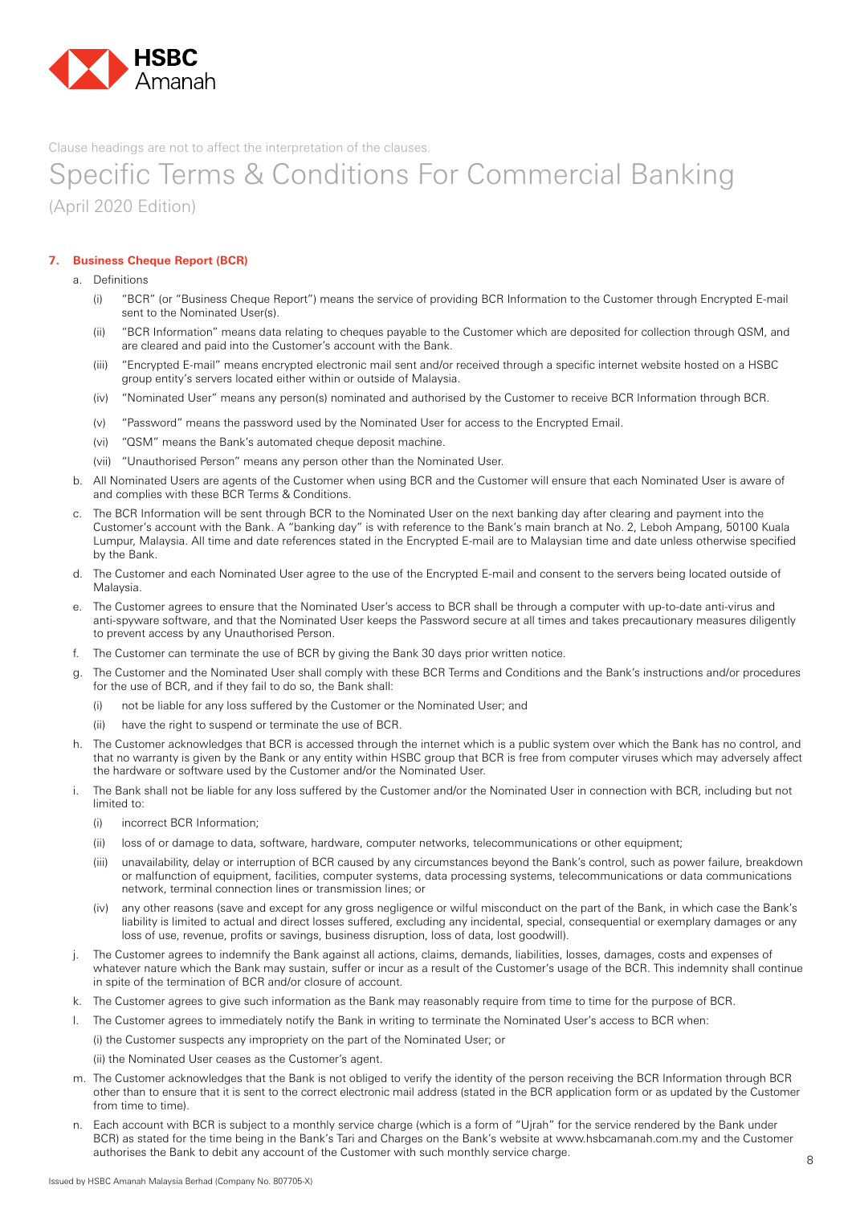Clause headings are not to affect the interpretation of the clauses.

# Specific Terms & Conditions For Commercial Banking

(April 2020 Edition)

### 7. Business Cheque Report (BCR)

a. Definitions

   (i) "BCR" (or "Business Cheque Report") means the service of providing BCR Information to the Customer through Encrypted E-mail sent to the Nominated User(s).

   (ii) "BCR Information" means data relating to cheques payable to the Customer which are deposited for collection through QSM, and are cleared and paid into the Customer's account with the Bank.

   (iii) "Encrypted E-mail" means encrypted electronic mail sent and/or received through a specific internet website hosted on a HSBC group entity's servers located either within or outside of Malaysia.

   (iv) "Nominated User" means any person(s) nominated and authorised by the Customer to receive BCR Information through BCR.

   (v) "Password" means the password used by the Nominated User for access to the Encrypted Email.

   (vi) "QSM" means the Bank's automated cheque deposit machine.

   (vii) "Unauthorised Person" means any person other than the Nominated User.

b. All Nominated Users are agents of the Customer when using BCR and the Customer will ensure that each Nominated User is aware of and complies with these BCR Terms & Conditions.

c. The BCR Information will be sent through BCR to the Nominated User on the next banking day after clearing and payment into the Customer's account with the Bank. A "banking day" is with reference to the Bank's main branch at No. 2, Leboh Ampang, 50100 Kuala Lumpur, Malaysia. All time and date references stated in the Encrypted E-mail are to Malaysian time and date unless otherwise specified by the Bank.

d. The Customer and each Nominated User agree to the use of the Encrypted E-mail and consent to the servers being located outside of Malaysia.

e. The Customer agrees to ensure that the Nominated User's access to BCR shall be through a computer with up-to-date anti-virus and anti-spyware software, and that the Nominated User keeps the Password secure at all times and takes precautionary measures diligently to prevent access by any Unauthorised Person.

f. The Customer can terminate the use of BCR by giving the Bank 30 days prior written notice.

g. The Customer and the Nominated User shall comply with these BCR Terms and Conditions and the Bank's instructions and/or procedures for the use of BCR, and if they fail to do so, the Bank shall:

   (i) not be liable for any loss suffered by the Customer or the Nominated User; and

   (ii) have the right to suspend or terminate the use of BCR.

h. The Customer acknowledges that BCR is accessed through the internet which is a public system over which the Bank has no control, and that no warranty is given by the Bank or any entity within HSBC group that BCR is free from computer viruses which may adversely affect the hardware or software used by the Customer and/or the Nominated User.

i. The Bank shall not be liable for any loss suffered by the Customer and/or the Nominated User in connection with BCR, including but not limited to:

   (i) incorrect BCR Information;

   (ii) loss of or damage to data, software, hardware, computer networks, telecommunications or other equipment;

   (iii) unavailability, delay or interruption of BCR caused by any circumstances beyond the Bank's control, such as power failure, breakdown or malfunction of equipment, facilities, computer systems, data processing systems, telecommunications or data communications network, terminal connection lines or transmission lines; or

   (iv) any other reasons (save and except for any gross negligence or wilful misconduct on the part of the Bank, in which case the Bank's liability is limited to actual and direct losses suffered, excluding any incidental, special, consequential or exemplary damages or any loss of use, revenue, profits or savings, business disruption, loss of data, lost goodwill).

j. The Customer agrees to indemnify the Bank against all actions, claims, demands, liabilities, losses, damages, costs and expenses of whatever nature which the Bank may sustain, suffer or incur as a result of the Customer's usage of the BCR. This indemnity shall continue in spite of the termination of BCR and/or closure of account.

k. The Customer agrees to give such information as the Bank may reasonably require from time to time for the purpose of BCR.

l. The Customer agrees to immediately notify the Bank in writing to terminate the Nominated User's access to BCR when:

   (i) the Customer suspects any impropriety on the part of the Nominated User; or

   (ii) the Nominated User ceases as the Customer's agent.

m. The Customer acknowledges that the Bank is not obliged to verify the identity of the person receiving the BCR Information through BCR other than to ensure that it is sent to the correct electronic mail address (stated in the BCR application form or as updated by the Customer from time to time).

n. Each account with BCR is subject to a monthly service charge (which is a form of "Ujrah" for the service rendered by the Bank under BCR) as stated for the time being in the Bank's Tari and Charges on the Bank's website at www.hsbcamanah.com.my and the Customer authorises the Bank to debit any account of the Customer with such monthly service charge.

Issued by HSBC Amanah Malaysia Berhad (Company No. 807705-X)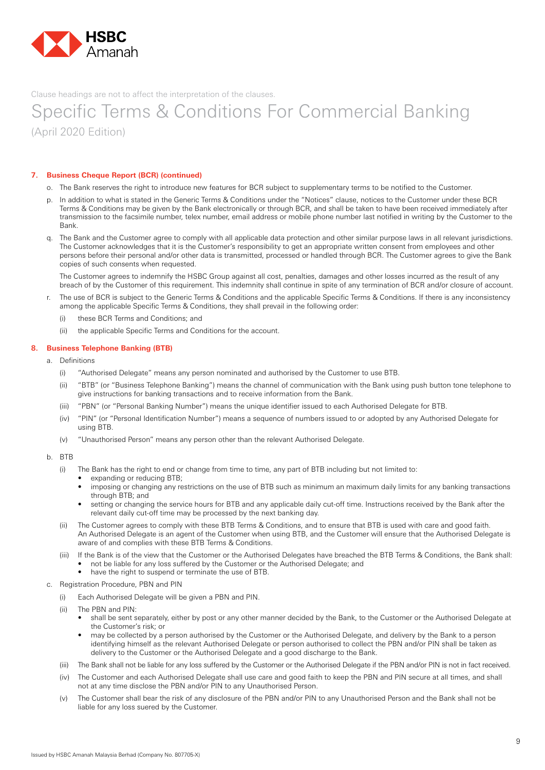Clause headings are not to affect the interpretation of the clauses.

# Specific Terms & Conditions For Commercial Banking

(April 2020 Edition)

**7. Business Cheque Report (BCR) (continued)**

o. The Bank reserves the right to introduce new features for BCR subject to supplementary terms to be notified to the Customer.

p. In addition to what is stated in the Generic Terms & Conditions under the "Notices" clause, notices to the Customer under these BCR Terms & Conditions may be given by the Bank electronically or through BCR, and shall be taken to have been received immediately after transmission to the facsimile number, telex number, email address or mobile phone number last notified in writing by the Customer to the Bank.

q. The Bank and the Customer agree to comply with all applicable data protection and other similar purpose laws in all relevant jurisdictions. The Customer acknowledges that it is the Customer's responsibility to get an appropriate written consent from employees and other persons before their personal and/or other data is transmitted, processed or handled through BCR. The Customer agrees to give the Bank copies of such consents when requested.

The Customer agrees to indemnify the HSBC Group against all cost, penalties, damages and other losses incurred as the result of any breach of by the Customer of this requirement. This indemnity shall continue in spite of any termination of BCR and/or closure of account.

r. The use of BCR is subject to the Generic Terms & Conditions and the applicable Specific Terms & Conditions. If there is any inconsistency among the applicable Specific Terms & Conditions, they shall prevail in the following order:

(i) these BCR Terms and Conditions; and

(ii) the applicable Specific Terms and Conditions for the account.

**8. Business Telephone Banking (BTB)**

a. Definitions

(i) "Authorised Delegate" means any person nominated and authorised by the Customer to use BTB.

(ii) "BTB" (or "Business Telephone Banking") means the channel of communication with the Bank using push button tone telephone to give instructions for banking transactions and to receive information from the Bank.

(iii) "PBN" (or "Personal Banking Number") means the unique identifier issued to each Authorised Delegate for BTB.

(iv) "PIN" (or "Personal Identification Number") means a sequence of numbers issued to or adopted by any Authorised Delegate for using BTB.

(v) "Unauthorised Person" means any person other than the relevant Authorised Delegate.

b. BTB

(i) The Bank has the right to end or change from time to time, any part of BTB including but not limited to:
- expanding or reducing BTB;
- imposing or changing any restrictions on the use of BTB such as minimum an maximum daily limits for any banking transactions through BTB; and
- setting or changing the service hours for BTB and any applicable daily cut-off time. Instructions received by the Bank after the relevant daily cut-off time may be processed by the next banking day.

(ii) The Customer agrees to comply with these BTB Terms & Conditions, and to ensure that BTB is used with care and good faith. An Authorised Delegate is an agent of the Customer when using BTB, and the Customer will ensure that the Authorised Delegate is aware of and complies with these BTB Terms & Conditions.

(iii) If the Bank is of the view that the Customer or the Authorised Delegates have breached the BTB Terms & Conditions, the Bank shall:
- not be liable for any loss suffered by the Customer or the Authorised Delegate; and
- have the right to suspend or terminate the use of BTB.

c. Registration Procedure, PBN and PIN

(i) Each Authorised Delegate will be given a PBN and PIN.

(ii) The PBN and PIN:
- shall be sent separately, either by post or any other manner decided by the Bank, to the Customer or the Authorised Delegate at the Customer's risk; or
- may be collected by a person authorised by the Customer or the Authorised Delegate, and delivery by the Bank to a person identifying himself as the relevant Authorised Delegate or person authorised to collect the PBN and/or PIN shall be taken as delivery to the Customer or the Authorised Delegate and a good discharge to the Bank.

(iii) The Bank shall not be liable for any loss suffered by the Customer or the Authorised Delegate if the PBN and/or PIN is not in fact received.

(iv) The Customer and each Authorised Delegate shall use care and good faith to keep the PBN and PIN secure at all times, and shall not at any time disclose the PBN and/or PIN to any Unauthorised Person.

(v) The Customer shall bear the risk of any disclosure of the PBN and/or PIN to any Unauthorised Person and the Bank shall not be liable for any loss suered by the Customer.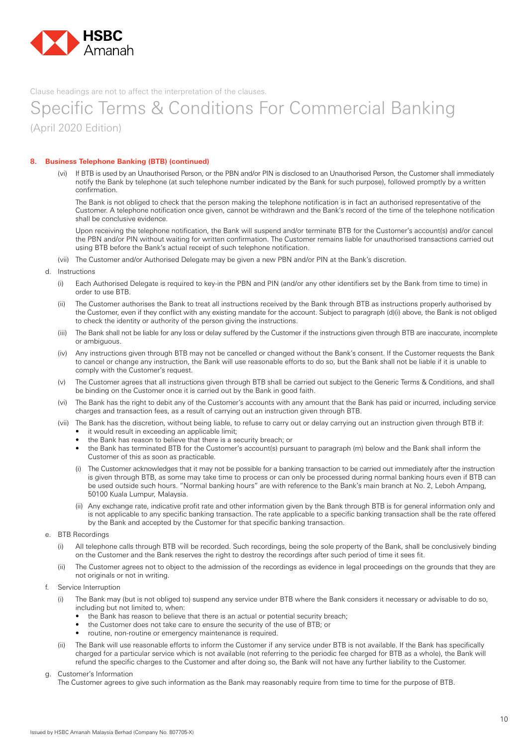Clause headings are not to affect the interpretation of the clauses.

# Specific Terms & Conditions For Commercial Banking

(April 2020 Edition)

**8. Business Telephone Banking (BTB) (continued)**

(vi) If BTB is used by an Unauthorised Person, or the PBN and/or PIN is disclosed to an Unauthorised Person, the Customer shall immediately notify the Bank by telephone (at such telephone number indicated by the Bank for such purpose), followed promptly by a written confirmation.

The Bank is not obliged to check that the person making the telephone notification is in fact an authorised representative of the Customer. A telephone notification once given, cannot be withdrawn and the Bank's record of the time of the telephone notification shall be conclusive evidence.

Upon receiving the telephone notification, the Bank will suspend and/or terminate BTB for the Customer's account(s) and/or cancel the PBN and/or PIN without waiting for written confirmation. The Customer remains liable for unauthorised transactions carried out using BTB before the Bank's actual receipt of such telephone notification.

(vii) The Customer and/or Authorised Delegate may be given a new PBN and/or PIN at the Bank's discretion.

d. Instructions

(i) Each Authorised Delegate is required to key-in the PBN and PIN (and/or any other identifiers set by the Bank from time to time) in order to use BTB.

(ii) The Customer authorises the Bank to treat all instructions received by the Bank through BTB as instructions properly authorised by the Customer, even if they conflict with any existing mandate for the account. Subject to paragraph (d)(i) above, the Bank is not obliged to check the identity or authority of the person giving the instructions.

(iii) The Bank shall not be liable for any loss or delay suffered by the Customer if the instructions given through BTB are inaccurate, incomplete or ambiguous.

(iv) Any instructions given through BTB may not be cancelled or changed without the Bank's consent. If the Customer requests the Bank to cancel or change any instruction, the Bank will use reasonable efforts to do so, but the Bank shall not be liable if it is unable to comply with the Customer's request.

(v) The Customer agrees that all instructions given through BTB shall be carried out subject to the Generic Terms & Conditions, and shall be binding on the Customer once it is carried out by the Bank in good faith.

(vi) The Bank has the right to debit any of the Customer's accounts with any amount that the Bank has paid or incurred, including service charges and transaction fees, as a result of carrying out an instruction given through BTB.

(vii) The Bank has the discretion, without being liable, to refuse to carry out or delay carrying out an instruction given through BTB if:

- it would result in exceeding an applicable limit;
- the Bank has reason to believe that there is a security breach; or
- the Bank has terminated BTB for the Customer's account(s) pursuant to paragraph (m) below and the Bank shall inform the Customer of this as soon as practicable.

(i) The Customer acknowledges that it may not be possible for a banking transaction to be carried out immediately after the instruction is given through BTB, as some may take time to process or can only be processed during normal banking hours even if BTB can be used outside such hours. "Normal banking hours" are with reference to the Bank's main branch at No. 2, Leboh Ampang, 50100 Kuala Lumpur, Malaysia.

(ii) Any exchange rate, indicative profit rate and other information given by the Bank through BTB is for general information only and is not applicable to any specific banking transaction. The rate applicable to a specific banking transaction shall be the rate offered by the Bank and accepted by the Customer for that specific banking transaction.

e. BTB Recordings

(i) All telephone calls through BTB will be recorded. Such recordings, being the sole property of the Bank, shall be conclusively binding on the Customer and the Bank reserves the right to destroy the recordings after such period of time it sees fit.

(ii) The Customer agrees not to object to the admission of the recordings as evidence in legal proceedings on the grounds that they are not originals or not in writing.

f. Service Interruption

(i) The Bank may (but is not obliged to) suspend any service under BTB where the Bank considers it necessary or advisable to do so, including but not limited to, when:

- the Bank has reason to believe that there is an actual or potential security breach;
- the Customer does not take care to ensure the security of the use of BTB; or
- routine, non-routine or emergency maintenance is required.

(ii) The Bank will use reasonable efforts to inform the Customer if any service under BTB is not available. If the Bank has specifically charged for a particular service which is not available (not referring to the periodic fee charged for BTB as a whole), the Bank will refund the specific charges to the Customer and after doing so, the Bank will not have any further liability to the Customer.

g. Customer's Information

The Customer agrees to give such information as the Bank may reasonably require from time to time for the purpose of BTB.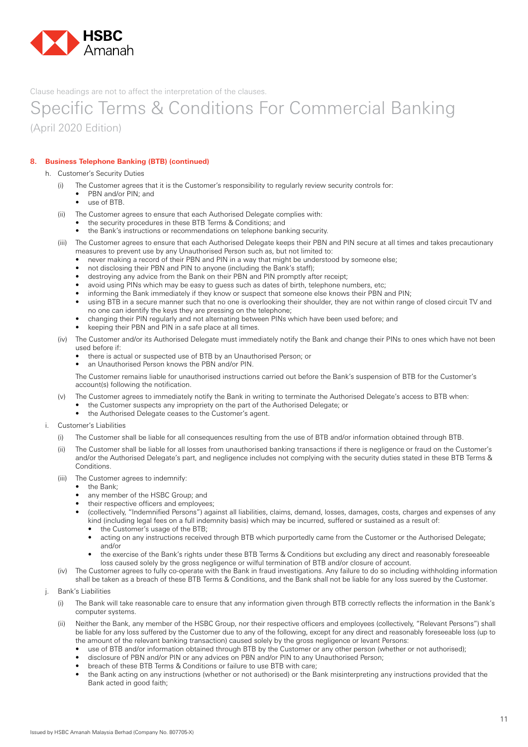Clause headings are not to affect the interpretation of the clauses.

# Specific Terms & Conditions For Commercial Banking

(April 2020 Edition)

## 8. Business Telephone Banking (BTB) (continued)

h. Customer's Security Duties

(i) The Customer agrees that it is the Customer's responsibility to regularly review security controls for:
- PBN and/or PIN; and
- use of BTB.

(ii) The Customer agrees to ensure that each Authorised Delegate complies with:
- the security procedures in these BTB Terms & Conditions; and
- the Bank's instructions or recommendations on telephone banking security.

(iii) The Customer agrees to ensure that each Authorised Delegate keeps their PBN and PIN secure at all times and takes precautionary measures to prevent use by any Unauthorised Person such as, but not limited to:
- never making a record of their PBN and PIN in a way that might be understood by someone else;
- not disclosing their PBN and PIN to anyone (including the Bank's staff);
- destroying any advice from the Bank on their PBN and PIN promptly after receipt;
- avoid using PINs which may be easy to guess such as dates of birth, telephone numbers, etc;
- informing the Bank immediately if they know or suspect that someone else knows their PBN and PIN;
- using BTB in a secure manner such that no one is overlooking their shoulder, they are not within range of closed circuit TV and no one can identify the keys they are pressing on the telephone;
- changing their PIN regularly and not alternating between PINs which have been used before; and
- keeping their PBN and PIN in a safe place at all times.

(iv) The Customer and/or its Authorised Delegate must immediately notify the Bank and change their PINs to ones which have not been used before if:
- there is actual or suspected use of BTB by an Unauthorised Person; or
- an Unauthorised Person knows the PBN and/or PIN.

The Customer remains liable for unauthorised instructions carried out before the Bank's suspension of BTB for the Customer's account(s) following the notification.

(v) The Customer agrees to immediately notify the Bank in writing to terminate the Authorised Delegate's access to BTB when:
- the Customer suspects any impropriety on the part of the Authorised Delegate; or
- the Authorised Delegate ceases to the Customer's agent.

i. Customer's Liabilities

(i) The Customer shall be liable for all consequences resulting from the use of BTB and/or information obtained through BTB.

(ii) The Customer shall be liable for all losses from unauthorised banking transactions if there is negligence or fraud on the Customer's and/or the Authorised Delegate's part, and negligence includes not complying with the security duties stated in these BTB Terms & Conditions.

(iii) The Customer agrees to indemnify:
- the Bank;
- any member of the HSBC Group; and
- their respective officers and employees;
- (collectively, "Indemnified Persons") against all liabilities, claims, demand, losses, damages, costs, charges and expenses of any kind (including legal fees on a full indemnity basis) which may be incurred, suffered or sustained as a result of:
  - the Customer's usage of the BTB;
  - acting on any instructions received through BTB which purportedly came from the Customer or the Authorised Delegate; and/or
  - the exercise of the Bank's rights under these BTB Terms & Conditions but excluding any direct and reasonably foreseeable loss caused solely by the gross negligence or wilful termination of BTB and/or closure of account.

(iv) The Customer agrees to fully co-operate with the Bank in fraud investigations. Any failure to do so including withholding information shall be taken as a breach of these BTB Terms & Conditions, and the Bank shall not be liable for any loss suered by the Customer.

j. Bank's Liabilities

(i) The Bank will take reasonable care to ensure that any information given through BTB correctly reflects the information in the Bank's computer systems.

(ii) Neither the Bank, any member of the HSBC Group, nor their respective officers and employees (collectively, "Relevant Persons") shall be liable for any loss suffered by the Customer due to any of the following, except for any direct and reasonably foreseeable loss (up to the amount of the relevant banking transaction) caused solely by the gross negligence or levant Persons:
- use of BTB and/or information obtained through BTB by the Customer or any other person (whether or not authorised);
- disclosure of PBN and/or PIN or any advices on PBN and/or PIN to any Unauthorised Person;
- breach of these BTB Terms & Conditions or failure to use BTB with care;
- the Bank acting on any instructions (whether or not authorised) or the Bank misinterpreting any instructions provided that the Bank acted in good faith;

Issued by HSBC Amanah Malaysia Berhad (Company No. 807705-X)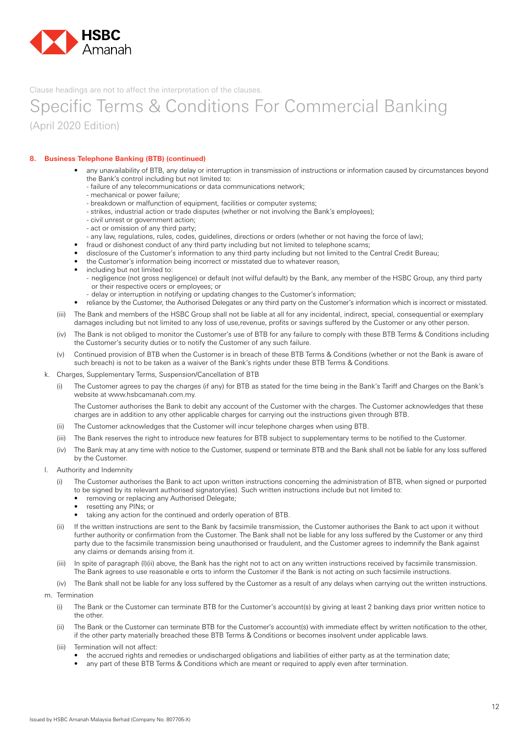Clause headings are not to affect the interpretation of the clauses.

# Specific Terms & Conditions For Commercial Banking

(April 2020 Edition)

**8. Business Telephone Banking (BTB) (continued)**

- any unavailability of BTB, any delay or interruption in transmission of instructions or information caused by circumstances beyond the Bank's control including but not limited to:
  - failure of any telecommunications or data communications network;
  - mechanical or power failure;
  - breakdown or malfunction of equipment, facilities or computer systems;
  - strikes, industrial action or trade disputes (whether or not involving the Bank's employees);
  - civil unrest or government action;
  - act or omission of any third party;
  - any law, regulations, rules, codes, guidelines, directions or orders (whether or not having the force of law);
- fraud or dishonest conduct of any third party including but not limited to telephone scams;
- disclosure of the Customer's information to any third party including but not limited to the Central Credit Bureau;
- the Customer's information being incorrect or misstated due to whatever reason,
- including but not limited to:
  - negligence (not gross negligence) or default (not wilful default) by the Bank, any member of the HSBC Group, any third party or their respective ocers or employees; or
  - delay or interruption in notifying or updating changes to the Customer's information;
- reliance by the Customer, the Authorised Delegates or any third party on the Customer's information which is incorrect or misstated.

(iii) The Bank and members of the HSBC Group shall not be liable at all for any incidental, indirect, special, consequential or exemplary damages including but not limited to any loss of use,revenue, profits or savings suffered by the Customer or any other person.

(iv) The Bank is not obliged to monitor the Customer's use of BTB for any failure to comply with these BTB Terms & Conditions including the Customer's security duties or to notify the Customer of any such failure.

(v) Continued provision of BTB when the Customer is in breach of these BTB Terms & Conditions (whether or not the Bank is aware of such breach) is not to be taken as a waiver of the Bank's rights under these BTB Terms & Conditions.

k. Charges, Supplementary Terms, Suspension/Cancellation of BTB

(i) The Customer agrees to pay the charges (if any) for BTB as stated for the time being in the Bank's Tariff and Charges on the Bank's website at www.hsbcamanah.com.my.

The Customer authorises the Bank to debit any account of the Customer with the charges. The Customer acknowledges that these charges are in addition to any other applicable charges for carrying out the instructions given through BTB.

(ii) The Customer acknowledges that the Customer will incur telephone charges when using BTB.

(iii) The Bank reserves the right to introduce new features for BTB subject to supplementary terms to be notified to the Customer.

(iv) The Bank may at any time with notice to the Customer, suspend or terminate BTB and the Bank shall not be liable for any loss suffered by the Customer.

l. Authority and Indemnity

(i) The Customer authorises the Bank to act upon written instructions concerning the administration of BTB, when signed or purported to be signed by its relevant authorised signatory(ies). Such written instructions include but not limited to:

- removing or replacing any Authorised Delegate;
- resetting any PINs; or
- taking any action for the continued and orderly operation of BTB.

(ii) If the written instructions are sent to the Bank by facsimile transmission, the Customer authorises the Bank to act upon it without further authority or confirmation from the Customer. The Bank shall not be liable for any loss suffered by the Customer or any third party due to the facsimile transmission being unauthorised or fraudulent, and the Customer agrees to indemnify the Bank against any claims or demands arising from it.

(iii) In spite of paragraph (l)(ii) above, the Bank has the right not to act on any written instructions received by facsimile transmission. The Bank agrees to use reasonable e orts to inform the Customer if the Bank is not acting on such facsimile instructions.

(iv) The Bank shall not be liable for any loss suffered by the Customer as a result of any delays when carrying out the written instructions.

m. Termination

(i) The Bank or the Customer can terminate BTB for the Customer's account(s) by giving at least 2 banking days prior written notice to the other.

(ii) The Bank or the Customer can terminate BTB for the Customer's account(s) with immediate effect by written notification to the other, if the other party materially breached these BTB Terms & Conditions or becomes insolvent under applicable laws.

(iii) Termination will not affect:

- the accrued rights and remedies or undischarged obligations and liabilities of either party as at the termination date;
- any part of these BTB Terms & Conditions which are meant or required to apply even after termination.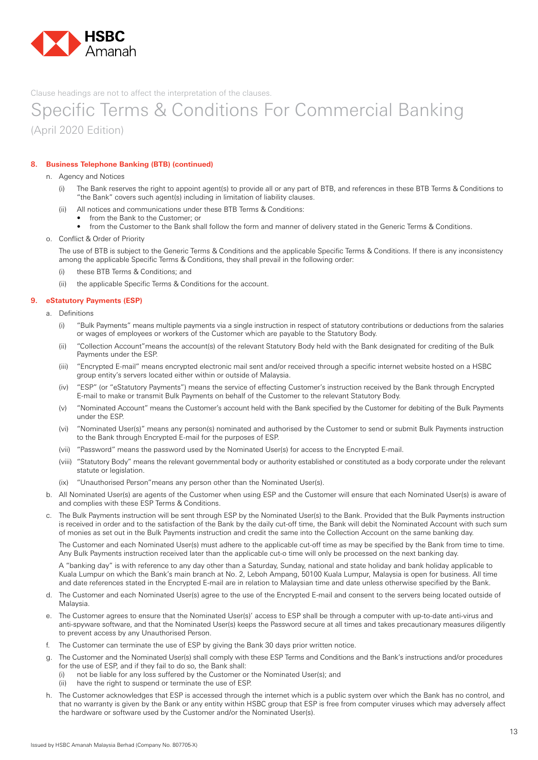Clause headings are not to affect the interpretation of the clauses.

# Specific Terms & Conditions For Commercial Banking

(April 2020 Edition)

## 8. Business Telephone Banking (BTB) (continued)

n. Agency and Notices

(i) The Bank reserves the right to appoint agent(s) to provide all or any part of BTB, and references in these BTB Terms & Conditions to "the Bank" covers such agent(s) including in limitation of liability clauses.

(ii) All notices and communications under these BTB Terms & Conditions:

- from the Bank to the Customer; or
- from the Customer to the Bank shall follow the form and manner of delivery stated in the Generic Terms & Conditions.

o. Conflict & Order of Priority

The use of BTB is subject to the Generic Terms & Conditions and the applicable Specific Terms & Conditions. If there is any inconsistency among the applicable Specific Terms & Conditions, they shall prevail in the following order:

(i) these BTB Terms & Conditions; and

(ii) the applicable Specific Terms & Conditions for the account.

## 9. eStatutory Payments (ESP)

a. Definitions

(i) "Bulk Payments" means multiple payments via a single instruction in respect of statutory contributions or deductions from the salaries or wages of employees or workers of the Customer which are payable to the Statutory Body.

(ii) "Collection Account"means the account(s) of the relevant Statutory Body held with the Bank designated for crediting of the Bulk Payments under the ESP.

(iii) "Encrypted E-mail" means encrypted electronic mail sent and/or received through a specific internet website hosted on a HSBC group entity's servers located either within or outside of Malaysia.

(iv) "ESP" (or "eStatutory Payments") means the service of effecting Customer's instruction received by the Bank through Encrypted E-mail to make or transmit Bulk Payments on behalf of the Customer to the relevant Statutory Body.

(v) "Nominated Account" means the Customer's account held with the Bank specified by the Customer for debiting of the Bulk Payments under the ESP.

(vi) "Nominated User(s)" means any person(s) nominated and authorised by the Customer to send or submit Bulk Payments instruction to the Bank through Encrypted E-mail for the purposes of ESP.

(vii) "Password" means the password used by the Nominated User(s) for access to the Encrypted E-mail.

(viii) "Statutory Body" means the relevant governmental body or authority established or constituted as a body corporate under the relevant statute or legislation.

(ix) "Unauthorised Person"means any person other than the Nominated User(s).

b. All Nominated User(s) are agents of the Customer when using ESP and the Customer will ensure that each Nominated User(s) is aware of and complies with these ESP Terms & Conditions.

c. The Bulk Payments instruction will be sent through ESP by the Nominated User(s) to the Bank. Provided that the Bulk Payments instruction is received in order and to the satisfaction of the Bank by the daily cut-off time, the Bank will debit the Nominated Account with such sum of monies as set out in the Bulk Payments instruction and credit the same into the Collection Account on the same banking day.

The Customer and each Nominated User(s) must adhere to the applicable cut-off time as may be specified by the Bank from time to time. Any Bulk Payments instruction received later than the applicable cut-o time will only be processed on the next banking day.

A "banking day" is with reference to any day other than a Saturday, Sunday, national and state holiday and bank holiday applicable to Kuala Lumpur on which the Bank's main branch at No. 2, Leboh Ampang, 50100 Kuala Lumpur, Malaysia is open for business. All time and date references stated in the Encrypted E-mail are in relation to Malaysian time and date unless otherwise specified by the Bank.

d. The Customer and each Nominated User(s) agree to the use of the Encrypted E-mail and consent to the servers being located outside of Malaysia.

e. The Customer agrees to ensure that the Nominated User(s)' access to ESP shall be through a computer with up-to-date anti-virus and anti-spyware software, and that the Nominated User(s) keeps the Password secure at all times and takes precautionary measures diligently to prevent access by any Unauthorised Person.

f. The Customer can terminate the use of ESP by giving the Bank 30 days prior written notice.

g. The Customer and the Nominated User(s) shall comply with these ESP Terms and Conditions and the Bank's instructions and/or procedures for the use of ESP, and if they fail to do so, the Bank shall:

(i) not be liable for any loss suffered by the Customer or the Nominated User(s); and

(ii) have the right to suspend or terminate the use of ESP.

h. The Customer acknowledges that ESP is accessed through the internet which is a public system over which the Bank has no control, and that no warranty is given by the Bank or any entity within HSBC group that ESP is free from computer viruses which may adversely affect the hardware or software used by the Customer and/or the Nominated User(s).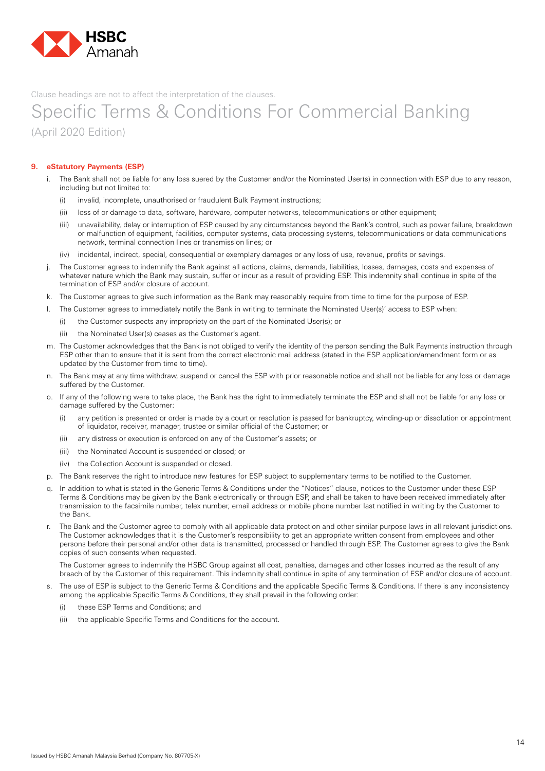Clause headings are not to affect the interpretation of the clauses.

# Specific Terms & Conditions For Commercial Banking

(April 2020 Edition)

**9. eStatutory Payments (ESP)**

i. The Bank shall not be liable for any loss suered by the Customer and/or the Nominated User(s) in connection with ESP due to any reason, including but not limited to:

   (i) invalid, incomplete, unauthorised or fraudulent Bulk Payment instructions;

   (ii) loss of or damage to data, software, hardware, computer networks, telecommunications or other equipment;

   (iii) unavailability, delay or interruption of ESP caused by any circumstances beyond the Bank's control, such as power failure, breakdown or malfunction of equipment, facilities, computer systems, data processing systems, telecommunications or data communications network, terminal connection lines or transmission lines; or

   (iv) incidental, indirect, special, consequential or exemplary damages or any loss of use, revenue, profits or savings.

j. The Customer agrees to indemnify the Bank against all actions, claims, demands, liabilities, losses, damages, costs and expenses of whatever nature which the Bank may sustain, suffer or incur as a result of providing ESP. This indemnity shall continue in spite of the termination of ESP and/or closure of account.

k. The Customer agrees to give such information as the Bank may reasonably require from time to time for the purpose of ESP.

l. The Customer agrees to immediately notify the Bank in writing to terminate the Nominated User(s)' access to ESP when:

   (i) the Customer suspects any impropriety on the part of the Nominated User(s); or

   (ii) the Nominated User(s) ceases as the Customer's agent.

m. The Customer acknowledges that the Bank is not obliged to verify the identity of the person sending the Bulk Payments instruction through ESP other than to ensure that it is sent from the correct electronic mail address (stated in the ESP application/amendment form or as updated by the Customer from time to time).

n. The Bank may at any time withdraw, suspend or cancel the ESP with prior reasonable notice and shall not be liable for any loss or damage suffered by the Customer.

o. If any of the following were to take place, the Bank has the right to immediately terminate the ESP and shall not be liable for any loss or damage suffered by the Customer:

   (i) any petition is presented or order is made by a court or resolution is passed for bankruptcy, winding-up or dissolution or appointment of liquidator, receiver, manager, trustee or similar official of the Customer; or

   (ii) any distress or execution is enforced on any of the Customer's assets; or

   (iii) the Nominated Account is suspended or closed; or

   (iv) the Collection Account is suspended or closed.

p. The Bank reserves the right to introduce new features for ESP subject to supplementary terms to be notified to the Customer.

q. In addition to what is stated in the Generic Terms & Conditions under the "Notices" clause, notices to the Customer under these ESP Terms & Conditions may be given by the Bank electronically or through ESP, and shall be taken to have been received immediately after transmission to the facsimile number, telex number, email address or mobile phone number last notified in writing by the Customer to the Bank.

r. The Bank and the Customer agree to comply with all applicable data protection and other similar purpose laws in all relevant jurisdictions. The Customer acknowledges that it is the Customer's responsibility to get an appropriate written consent from employees and other persons before their personal and/or other data is transmitted, processed or handled through ESP. The Customer agrees to give the Bank copies of such consents when requested.

   The Customer agrees to indemnify the HSBC Group against all cost, penalties, damages and other losses incurred as the result of any breach of by the Customer of this requirement. This indemnity shall continue in spite of any termination of ESP and/or closure of account.

s. The use of ESP is subject to the Generic Terms & Conditions and the applicable Specific Terms & Conditions. If there is any inconsistency among the applicable Specific Terms & Conditions, they shall prevail in the following order:

   (i) these ESP Terms and Conditions; and

   (ii) the applicable Specific Terms and Conditions for the account.

Issued by HSBC Amanah Malaysia Berhad (Company No. 807705-X)